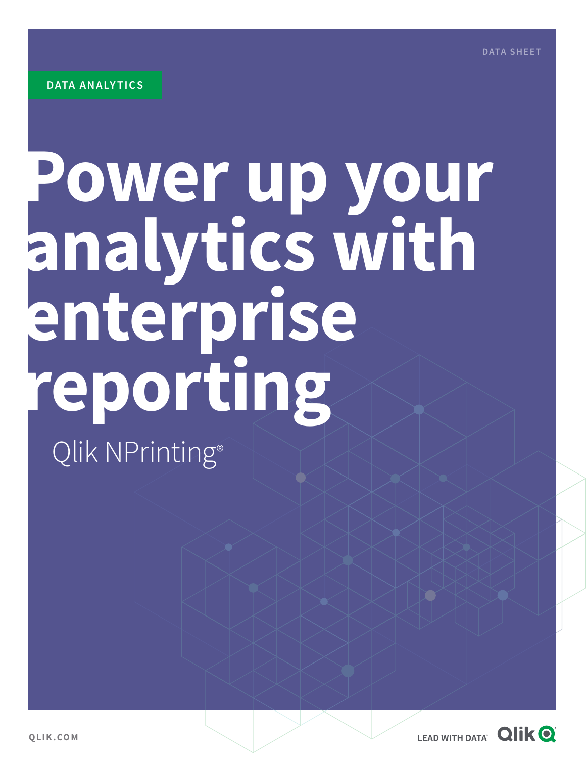DATA SHEET

DATA ANALYTICS

# Power up your analytics with enterprise reporting

Qlik NPrinting®

QLIK.COM

LEAD WITH DATA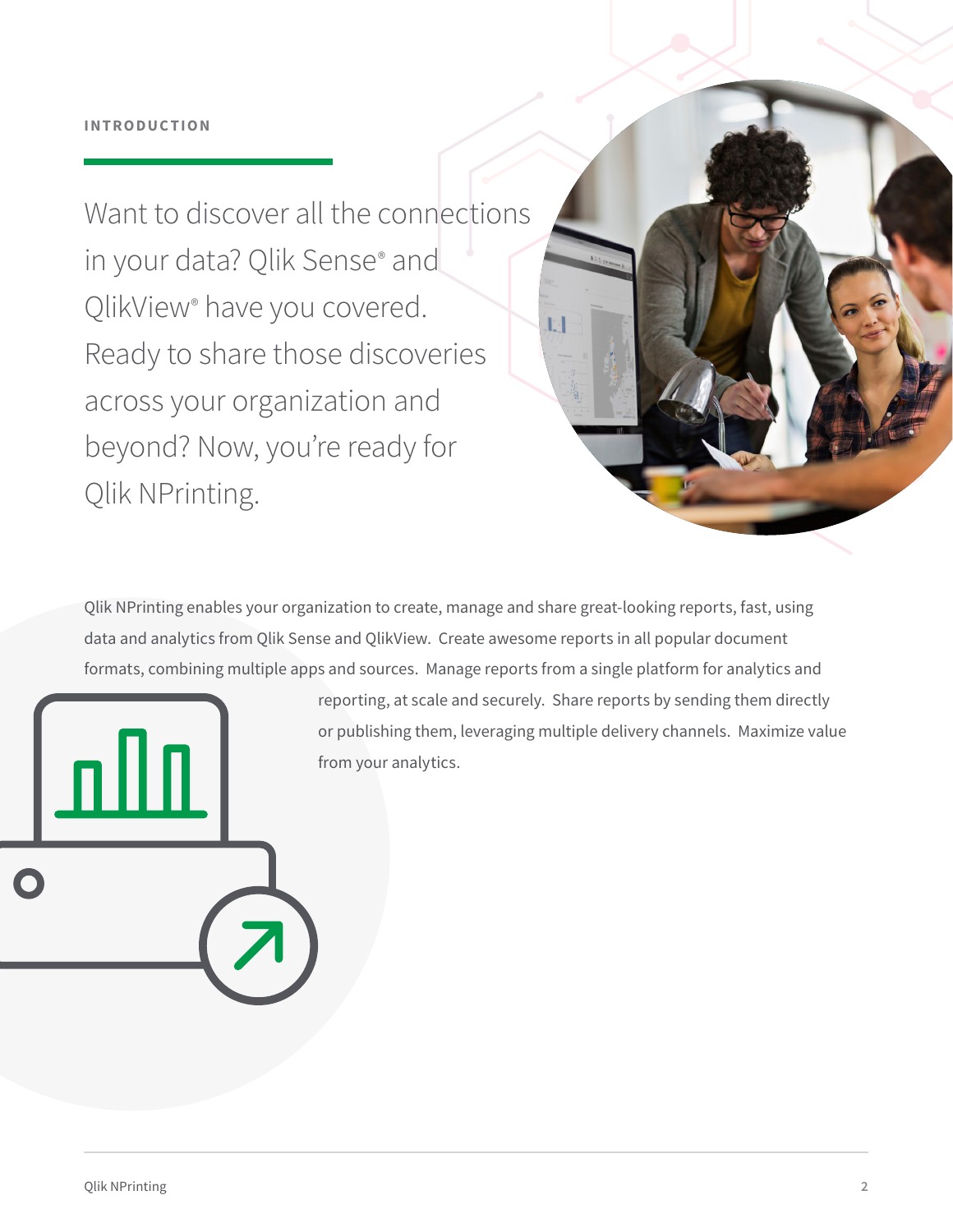## INTRODUCTION

Want to discover all the connections in your data? Qlik Sense® and QlikView® have you covered. Ready to share those discoveries across your organization and beyond? Now, you're ready for Qlik NPrinting.

Qlik NPrinting enables your organization to create, manage and share great-looking reports, fast, using data and analytics from Qlik Sense and QlikView. Create awesome reports in all popular document formats, combining multiple apps and sources. Manage reports from a single platform for analytics and reporting, at scale and securely. Share reports by sending them directly or publishing them, leveraging multiple delivery channels. Maximize value from your analytics.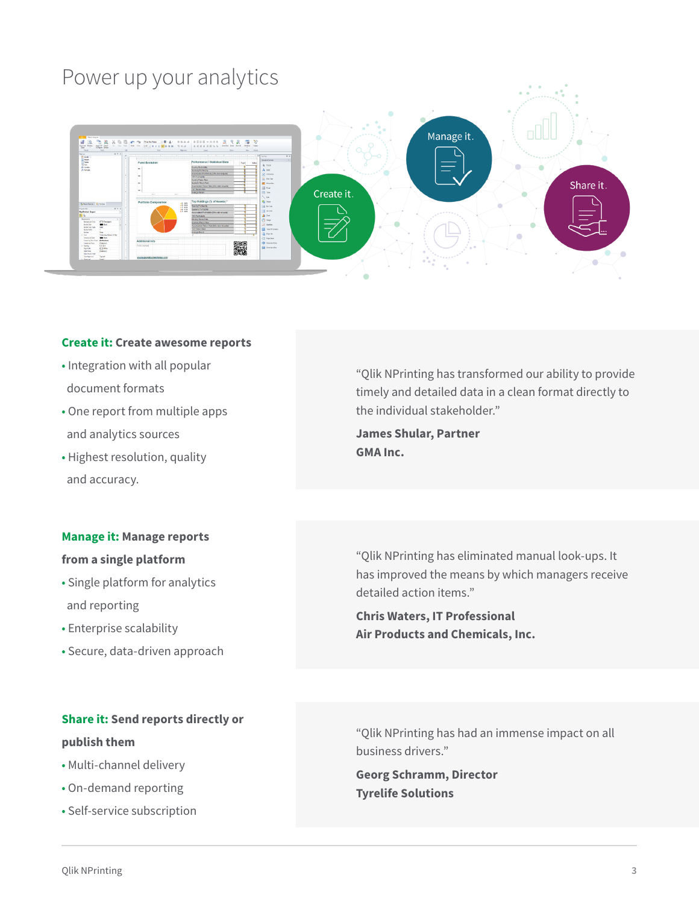# Power up your analytics

**Create it: Create awesome reports**

- Integration with all popular document formats
- One report from multiple apps and analytics sources
- Highest resolution, quality and accuracy.

"Qlik NPrinting has transformed our ability to provide timely and detailed data in a clean format directly to the individual stakeholder."

**James Shular, Partner**
**GMA Inc.**

**Manage it: Manage reports from a single platform**

- Single platform for analytics and reporting
- Enterprise scalability
- Secure, data-driven approach

"Qlik NPrinting has eliminated manual look-ups. It has improved the means by which managers receive detailed action items."

**Chris Waters, IT Professional**
**Air Products and Chemicals, Inc.**

**Share it: Send reports directly or publish them**

- Multi-channel delivery
- On-demand reporting
- Self-service subscription

"Qlik NPrinting has had an immense impact on all business drivers."

**Georg Schramm, Director**
**Tyrelife Solutions**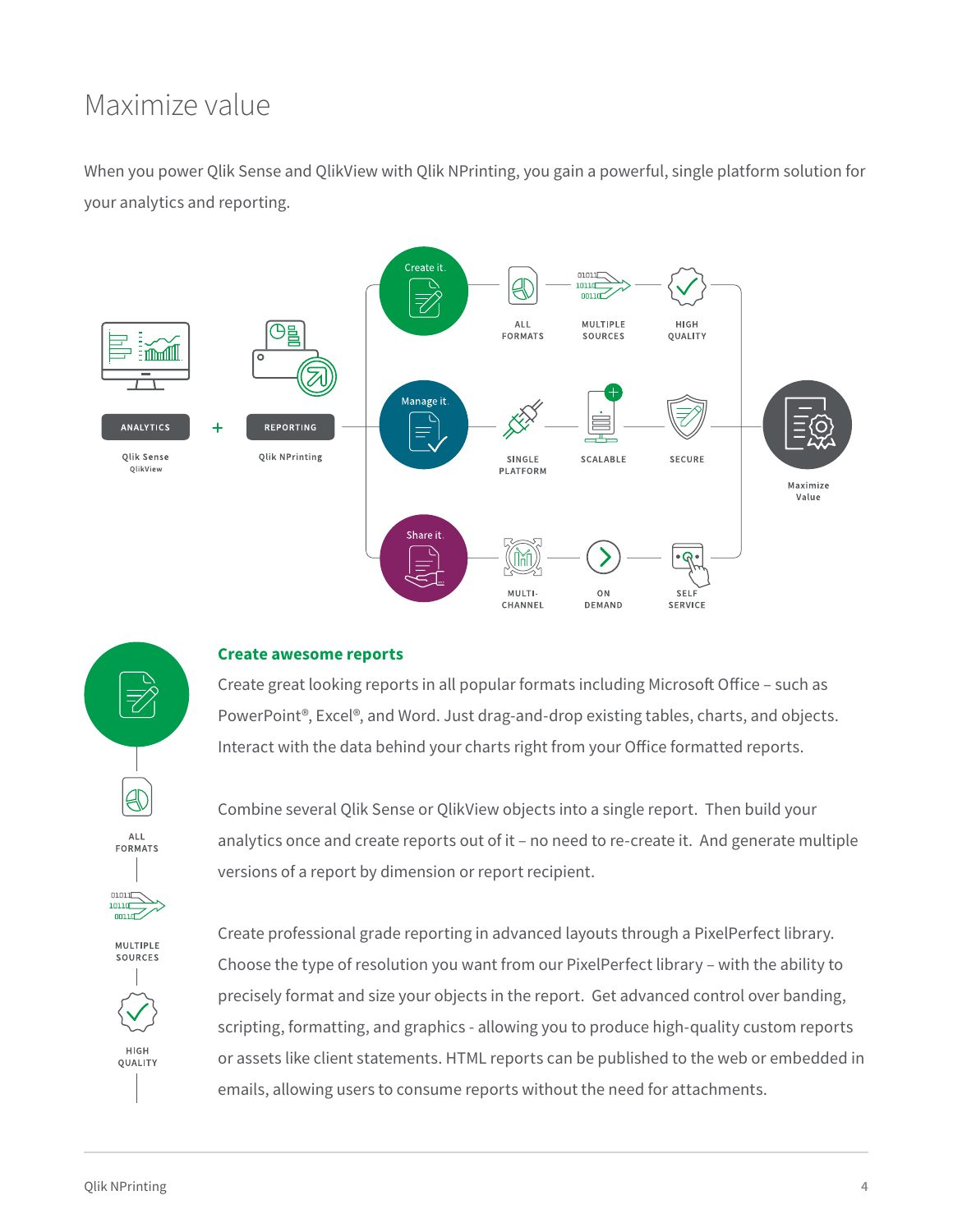# Maximize value

When you power Qlik Sense and QlikView with Qlik NPrinting, you gain a powerful, single platform solution for your analytics and reporting.

ANALYTICS + REPORTING

Qlik Sense
QlikView

Qlik NPrinting

Create it. — ALL FORMATS — MULTIPLE SOURCES — HIGH QUALITY

Manage it. — SINGLE PLATFORM — SCALABLE — SECURE

Share it. — MULTI-CHANNEL — ON DEMAND — SELF SERVICE

Maximize Value

ALL FORMATS

MULTIPLE SOURCES

HIGH QUALITY

### Create awesome reports

Create great looking reports in all popular formats including Microsoft Office – such as PowerPoint®, Excel®, and Word. Just drag-and-drop existing tables, charts, and objects. Interact with the data behind your charts right from your Office formatted reports.

Combine several Qlik Sense or QlikView objects into a single report. Then build your analytics once and create reports out of it – no need to re-create it. And generate multiple versions of a report by dimension or report recipient.

Create professional grade reporting in advanced layouts through a PixelPerfect library. Choose the type of resolution you want from our PixelPerfect library – with the ability to precisely format and size your objects in the report. Get advanced control over banding, scripting, formatting, and graphics - allowing you to produce high-quality custom reports or assets like client statements. HTML reports can be published to the web or embedded in emails, allowing users to consume reports without the need for attachments.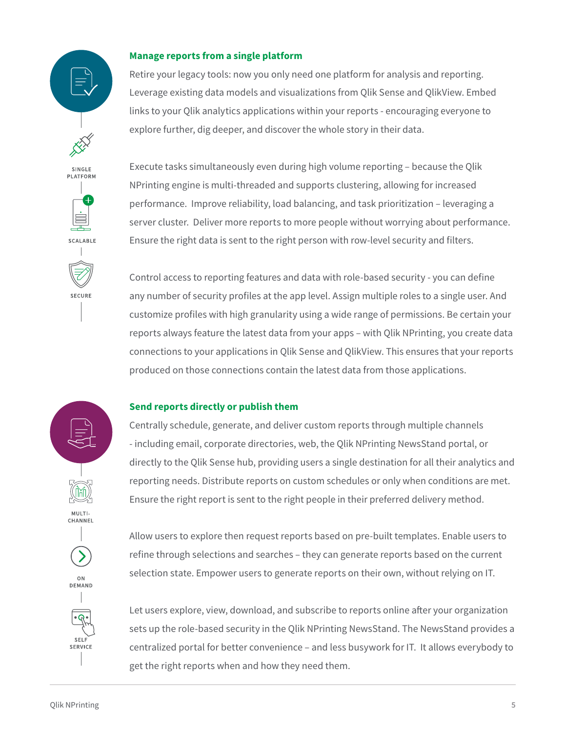SINGLE PLATFORM

SCALABLE

SECURE

## Manage reports from a single platform

Retire your legacy tools: now you only need one platform for analysis and reporting. Leverage existing data models and visualizations from Qlik Sense and QlikView. Embed links to your Qlik analytics applications within your reports - encouraging everyone to explore further, dig deeper, and discover the whole story in their data.

Execute tasks simultaneously even during high volume reporting – because the Qlik NPrinting engine is multi-threaded and supports clustering, allowing for increased performance. Improve reliability, load balancing, and task prioritization – leveraging a server cluster. Deliver more reports to more people without worrying about performance. Ensure the right data is sent to the right person with row-level security and filters.

Control access to reporting features and data with role-based security - you can define any number of security profiles at the app level. Assign multiple roles to a single user. And customize profiles with high granularity using a wide range of permissions. Be certain your reports always feature the latest data from your apps – with Qlik NPrinting, you create data connections to your applications in Qlik Sense and QlikView. This ensures that your reports produced on those connections contain the latest data from those applications.

MULTI-CHANNEL

ON DEMAND

SELF SERVICE

## Send reports directly or publish them

Centrally schedule, generate, and deliver custom reports through multiple channels - including email, corporate directories, web, the Qlik NPrinting NewsStand portal, or directly to the Qlik Sense hub, providing users a single destination for all their analytics and reporting needs. Distribute reports on custom schedules or only when conditions are met. Ensure the right report is sent to the right people in their preferred delivery method.

Allow users to explore then request reports based on pre-built templates. Enable users to refine through selections and searches – they can generate reports based on the current selection state. Empower users to generate reports on their own, without relying on IT.

Let users explore, view, download, and subscribe to reports online after your organization sets up the role-based security in the Qlik NPrinting NewsStand. The NewsStand provides a centralized portal for better convenience – and less busywork for IT. It allows everybody to get the right reports when and how they need them.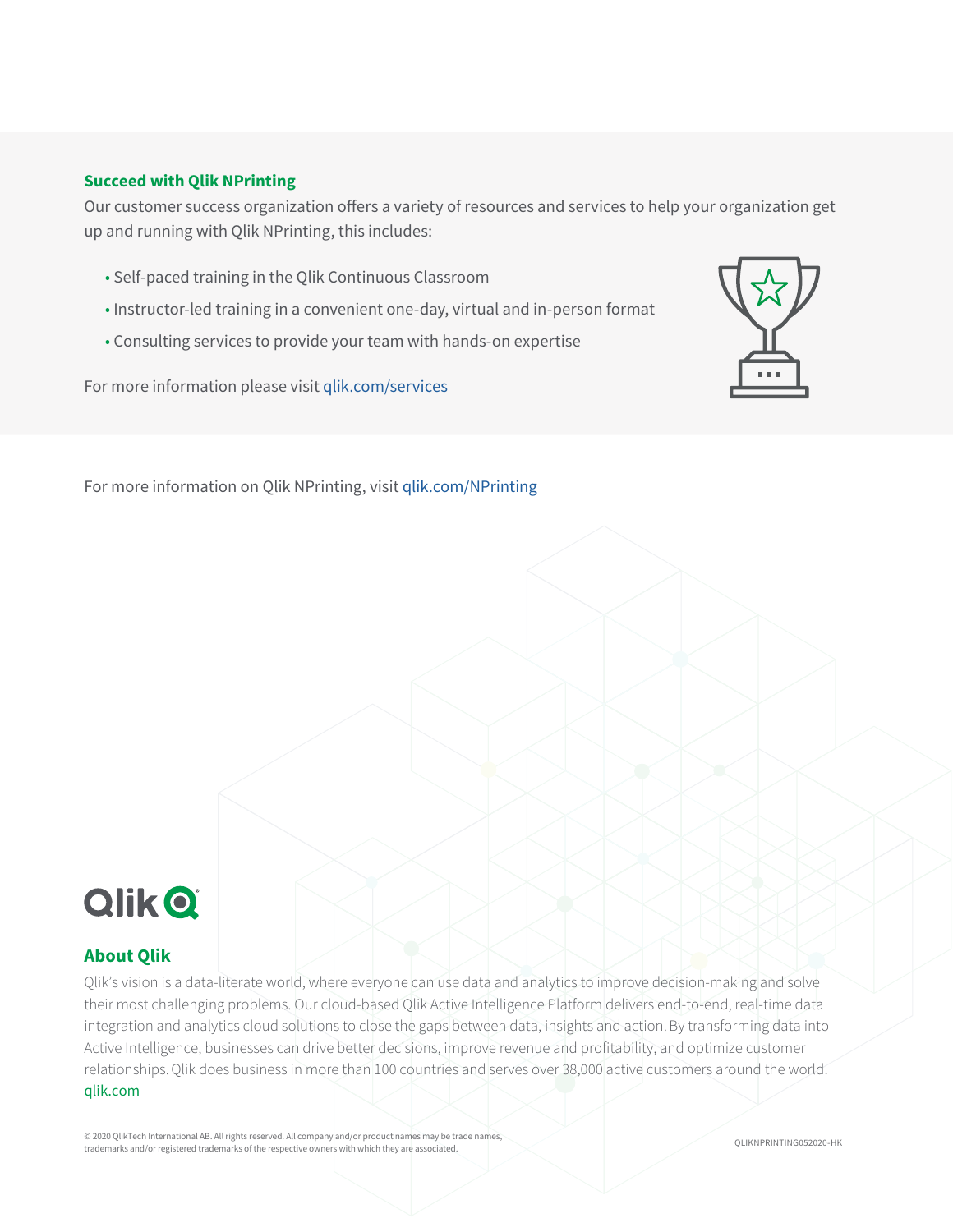## Succeed with Qlik NPrinting

Our customer success organization offers a variety of resources and services to help your organization get up and running with Qlik NPrinting, this includes:

- Self-paced training in the Qlik Continuous Classroom
- Instructor-led training in a convenient one-day, virtual and in-person format
- Consulting services to provide your team with hands-on expertise

For more information please visit qlik.com/services

For more information on Qlik NPrinting, visit qlik.com/NPrinting

Qlik

## About Qlik

Qlik's vision is a data-literate world, where everyone can use data and analytics to improve decision-making and solve their most challenging problems. Our cloud-based Qlik Active Intelligence Platform delivers end-to-end, real-time data integration and analytics cloud solutions to close the gaps between data, insights and action. By transforming data into Active Intelligence, businesses can drive better decisions, improve revenue and profitability, and optimize customer relationships. Qlik does business in more than 100 countries and serves over 38,000 active customers around the world.
qlik.com

© 2020 QlikTech International AB. All rights reserved. All company and/or product names may be trade names, trademarks and/or registered trademarks of the respective owners with which they are associated.

QLIKNPRINTING052020-HK